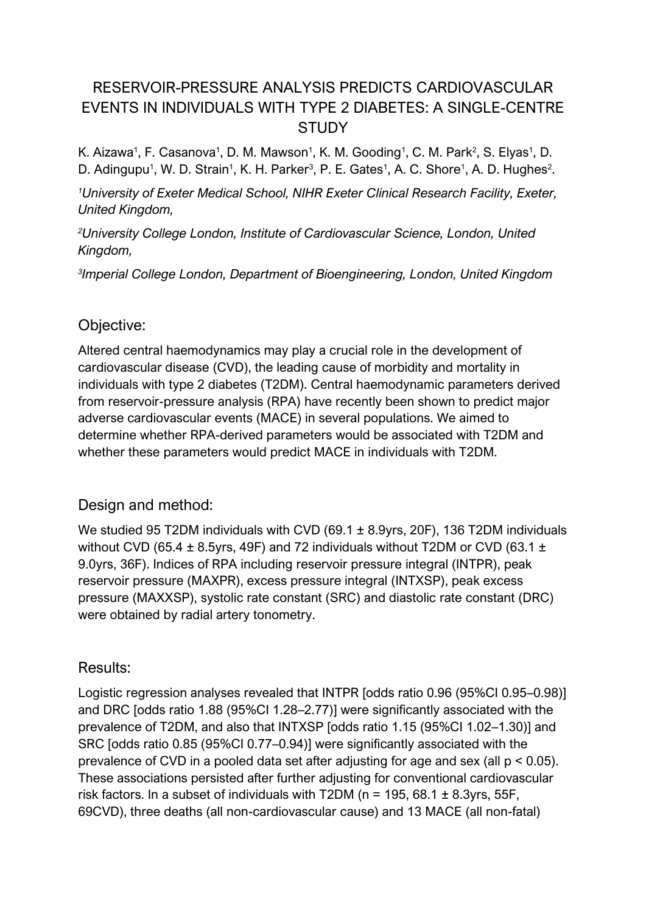# RESERVOIR-PRESSURE ANALYSIS PREDICTS CARDIOVASCULAR EVENTS IN INDIVIDUALS WITH TYPE 2 DIABETES: A SINGLE-CENTRE STUDY

K. Aizawa[1], F. Casanova[1], D. M. Mawson[1], K. M. Gooding[1], C. M. Park[2], S. Elyas[1], D. D. Adingupu[1], W. D. Strain[1], K. H. Parker[3], P. E. Gates[1], A. C. Shore[1], A. D. Hughes[2].

*[1]University of Exeter Medical School, NIHR Exeter Clinical Research Facility, Exeter, United Kingdom,*

*[2]University College London, Institute of Cardiovascular Science, London, United Kingdom,*

*[3]Imperial College London, Department of Bioengineering, London, United Kingdom*

## Objective:

Altered central haemodynamics may play a crucial role in the development of cardiovascular disease (CVD), the leading cause of morbidity and mortality in individuals with type 2 diabetes (T2DM). Central haemodynamic parameters derived from reservoir-pressure analysis (RPA) have recently been shown to predict major adverse cardiovascular events (MACE) in several populations. We aimed to determine whether RPA-derived parameters would be associated with T2DM and whether these parameters would predict MACE in individuals with T2DM.

## Design and method:

We studied 95 T2DM individuals with CVD (69.1 ± 8.9yrs, 20F), 136 T2DM individuals without CVD (65.4 ± 8.5yrs, 49F) and 72 individuals without T2DM or CVD (63.1 ± 9.0yrs, 36F). Indices of RPA including reservoir pressure integral (INTPR), peak reservoir pressure (MAXPR), excess pressure integral (INTXSP), peak excess pressure (MAXXSP), systolic rate constant (SRC) and diastolic rate constant (DRC) were obtained by radial artery tonometry.

## Results:

Logistic regression analyses revealed that INTPR [odds ratio 0.96 (95%CI 0.95–0.98)] and DRC [odds ratio 1.88 (95%CI 1.28–2.77)] were significantly associated with the prevalence of T2DM, and also that INTXSP [odds ratio 1.15 (95%CI 1.02–1.30)] and SRC [odds ratio 0.85 (95%CI 0.77–0.94)] were significantly associated with the prevalence of CVD in a pooled data set after adjusting for age and sex (all $p < 0.05$). These associations persisted after further adjusting for conventional cardiovascular risk factors. In a subset of individuals with T2DM (n = 195, 68.1 ± 8.3yrs, 55F, 69CVD), three deaths (all non-cardiovascular cause) and 13 MACE (all non-fatal)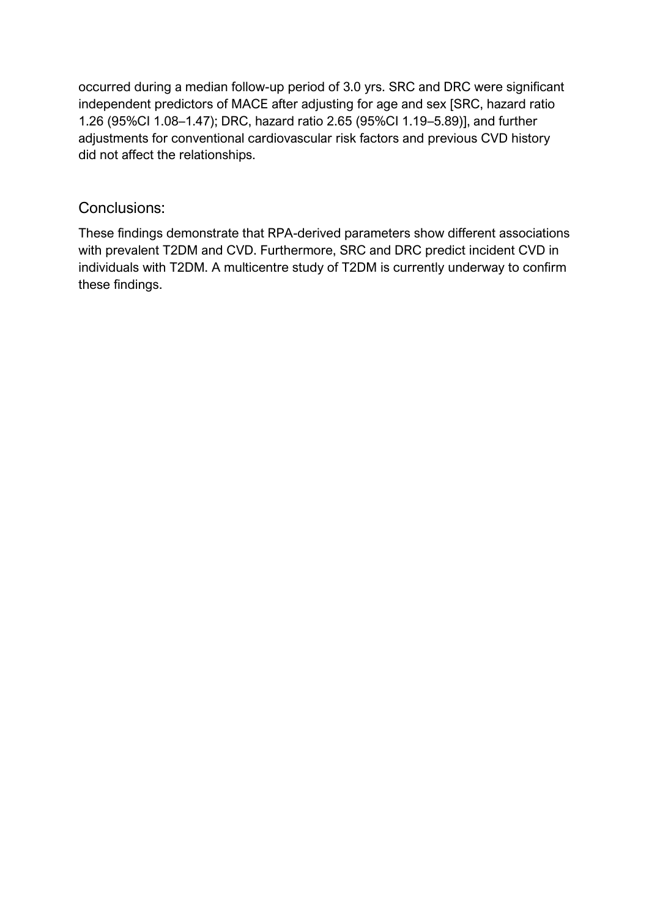occurred during a median follow-up period of 3.0 yrs. SRC and DRC were significant independent predictors of MACE after adjusting for age and sex [SRC, hazard ratio 1.26 (95%CI 1.08–1.47); DRC, hazard ratio 2.65 (95%CI 1.19–5.89)], and further adjustments for conventional cardiovascular risk factors and previous CVD history did not affect the relationships.

## Conclusions:

These findings demonstrate that RPA-derived parameters show different associations with prevalent T2DM and CVD. Furthermore, SRC and DRC predict incident CVD in individuals with T2DM. A multicentre study of T2DM is currently underway to confirm these findings.